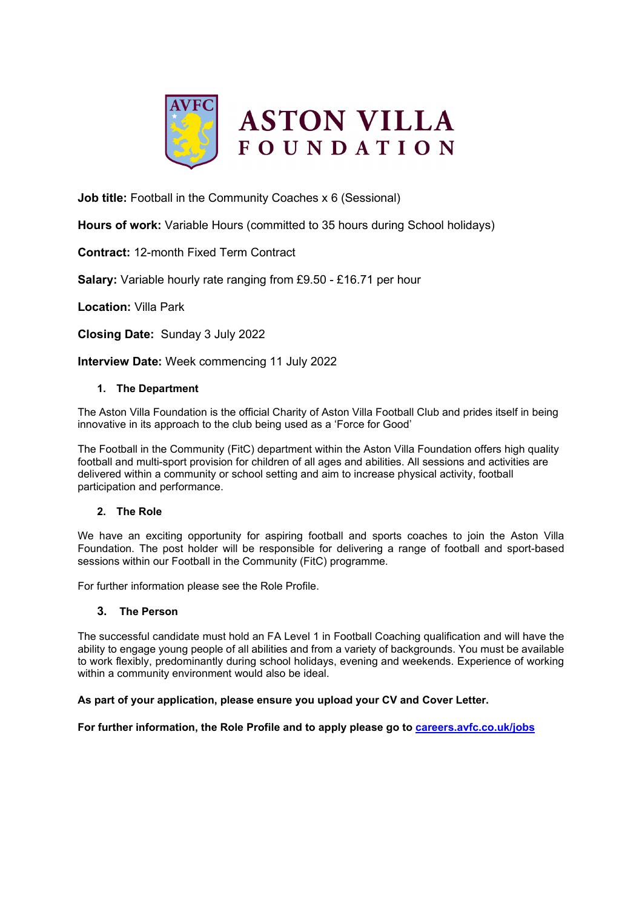# ASTON VILLA FOUNDATION

**Job title:** Football in the Community Coaches x 6 (Sessional)

**Hours of work:** Variable Hours (committed to 35 hours during School holidays)

**Contract:** 12-month Fixed Term Contract

**Salary:** Variable hourly rate ranging from £9.50 - £16.71 per hour

**Location:** Villa Park

**Closing Date:** Sunday 3 July 2022

**Interview Date:** Week commencing 11 July 2022

## 1. The Department

The Aston Villa Foundation is the official Charity of Aston Villa Football Club and prides itself in being innovative in its approach to the club being used as a 'Force for Good'

The Football in the Community (FitC) department within the Aston Villa Foundation offers high quality football and multi-sport provision for children of all ages and abilities. All sessions and activities are delivered within a community or school setting and aim to increase physical activity, football participation and performance.

## 2. The Role

We have an exciting opportunity for aspiring football and sports coaches to join the Aston Villa Foundation. The post holder will be responsible for delivering a range of football and sport-based sessions within our Football in the Community (FitC) programme.

For further information please see the Role Profile.

## 3. The Person

The successful candidate must hold an FA Level 1 in Football Coaching qualification and will have the ability to engage young people of all abilities and from a variety of backgrounds. You must be available to work flexibly, predominantly during school holidays, evening and weekends. Experience of working within a community environment would also be ideal.

**As part of your application, please ensure you upload your CV and Cover Letter.**

**For further information, the Role Profile and to apply please go to [careers.avfc.co.uk/jobs](careers.avfc.co.uk/jobs)**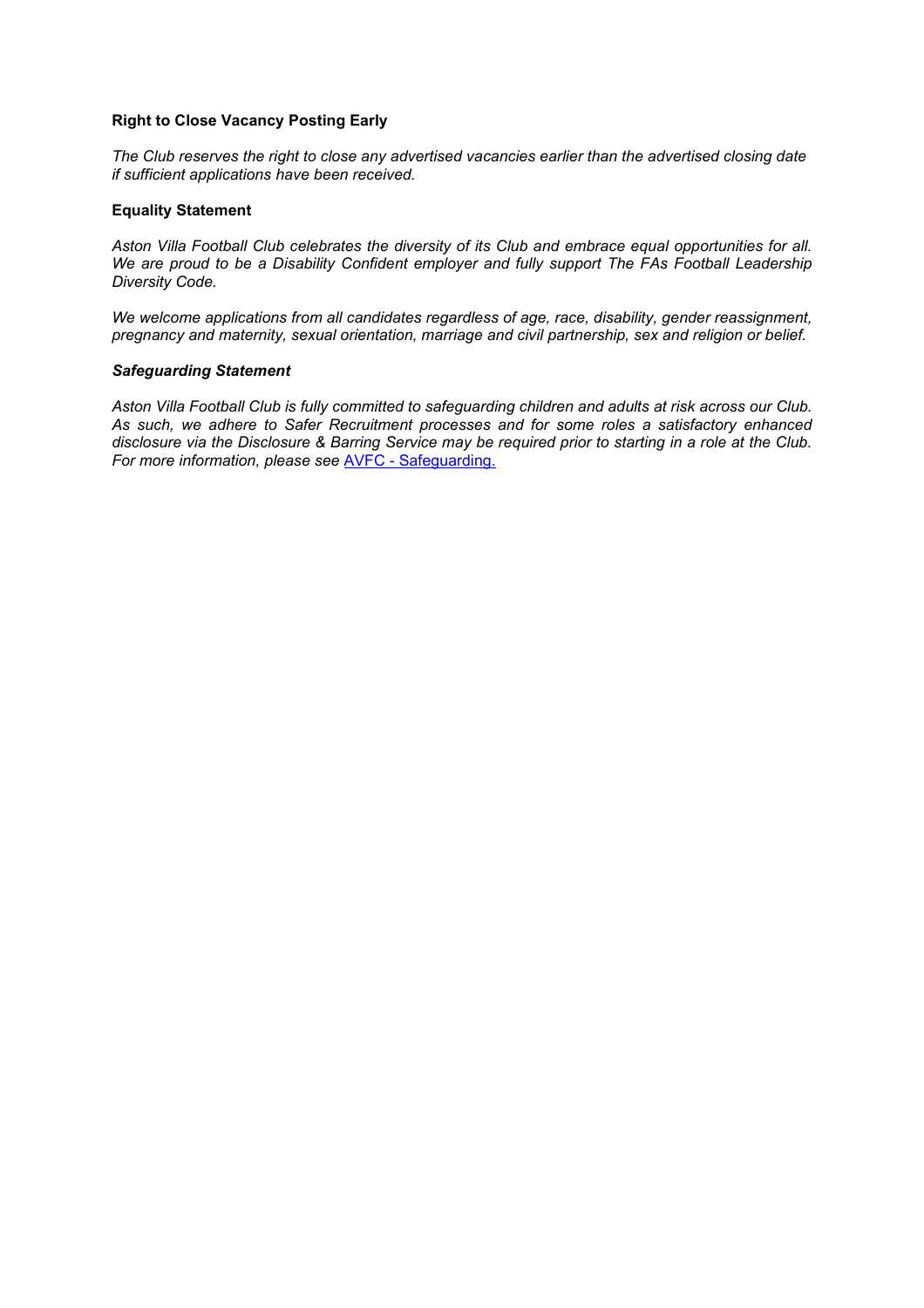**Right to Close Vacancy Posting Early**

*The Club reserves the right to close any advertised vacancies earlier than the advertised closing date if sufficient applications have been received.*

**Equality Statement**

*Aston Villa Football Club celebrates the diversity of its Club and embrace equal opportunities for all. We are proud to be a Disability Confident employer and fully support The FAs Football Leadership Diversity Code.*

*We welcome applications from all candidates regardless of age, race, disability, gender reassignment, pregnancy and maternity, sexual orientation, marriage and civil partnership, sex and religion or belief.*

***Safeguarding Statement***

*Aston Villa Football Club is fully committed to safeguarding children and adults at risk across our Club. As such, we adhere to Safer Recruitment processes and for some roles a satisfactory enhanced disclosure via the Disclosure & Barring Service may be required prior to starting in a role at the Club. For more information, please see* [AVFC - Safeguarding.]()